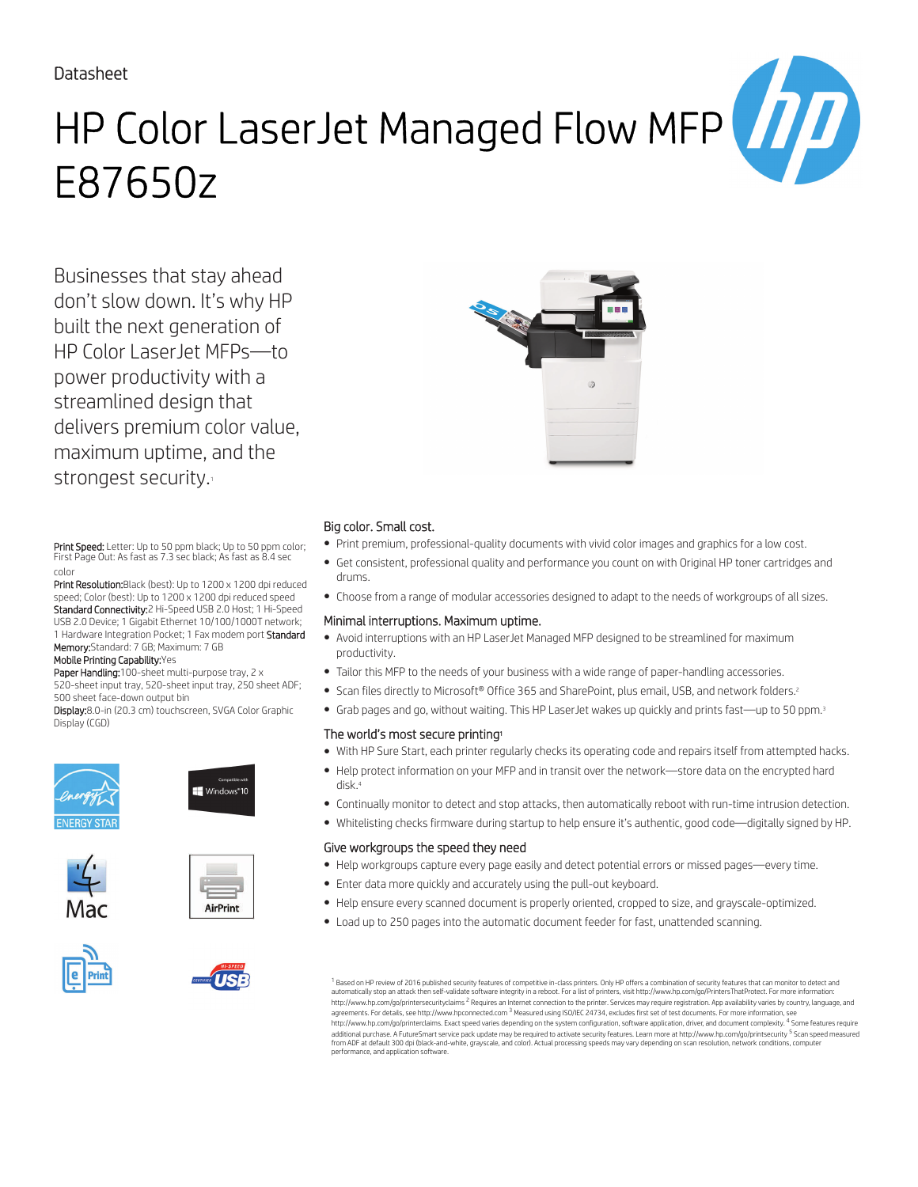Datasheet

# HP Color LaserJet Managed Flow MFP E87650z

Businesses that stay ahead don't slow down. It's why HP built the next generation of HP Color LaserJet MFPs—to power productivity with a streamlined design that delivers premium color value, maximum uptime, and the strongest security.[1]

**Print Speed:** Letter: Up to 50 ppm black; Up to 50 ppm color; First Page Out: As fast as 7.3 sec black; As fast as 8.4 sec color

**Print Resolution:** Black (best): Up to 1200 x 1200 dpi reduced speed; Color (best): Up to 1200 x 1200 dpi reduced speed

**Standard Connectivity:** 2 Hi-Speed USB 2.0 Host; 1 Hi-Speed USB 2.0 Device; 1 Gigabit Ethernet 10/100/1000T network; 1 Hardware Integration Pocket; 1 Fax modem port

**Standard Memory:** Standard: 7 GB; Maximum: 7 GB

**Mobile Printing Capability:** Yes

**Paper Handling:** 100-sheet multi-purpose tray, 2 x 520-sheet input tray, 520-sheet input tray, 250 sheet ADF; 500 sheet face-down output bin

**Display:** 8.0-in (20.3 cm) touchscreen, SVGA Color Graphic Display (CGD)

## Big color. Small cost.

- Print premium, professional-quality documents with vivid color images and graphics for a low cost.
- Get consistent, professional quality and performance you count on with Original HP toner cartridges and drums.
- Choose from a range of modular accessories designed to adapt to the needs of workgroups of all sizes.

## Minimal interruptions. Maximum uptime.

- Avoid interruptions with an HP LaserJet Managed MFP designed to be streamlined for maximum productivity.
- Tailor this MFP to the needs of your business with a wide range of paper-handling accessories.
- Scan files directly to Microsoft® Office 365 and SharePoint, plus email, USB, and network folders.[2]
- Grab pages and go, without waiting. This HP LaserJet wakes up quickly and prints fast—up to 50 ppm.[3]

## The world's most secure printing[1]

- With HP Sure Start, each printer regularly checks its operating code and repairs itself from attempted hacks.
- Help protect information on your MFP and in transit over the network—store data on the encrypted hard disk.[4]
- Continually monitor to detect and stop attacks, then automatically reboot with run-time intrusion detection.
- Whitelisting checks firmware during startup to help ensure it's authentic, good code—digitally signed by HP.

## Give workgroups the speed they need

- Help workgroups capture every page easily and detect potential errors or missed pages—every time.
- Enter data more quickly and accurately using the pull-out keyboard.
- Help ensure every scanned document is properly oriented, cropped to size, and grayscale-optimized.
- Load up to 250 pages into the automatic document feeder for fast, unattended scanning.

[1] Based on HP review of 2016 published security features of competitive in-class printers. Only HP offers a combination of security features that can monitor to detect and automatically stop an attack then self-validate software integrity in a reboot. For a list of printers, visit http://www.hp.com/go/PrintersThatProtect. For more information: http://www.hp.com/go/printersecurityclaims [2] Requires an Internet connection to the printer. Services may require registration. App availability varies by country, language, and agreements. For details, see http://www.hpconnected.com [3] Measured using ISO/IEC 24734, excludes first set of test documents. For more information, see http://www.hp.com/go/printerclaims. Exact speed varies depending on the system configuration, software application, driver, and document complexity. [4] Some features require additional purchase. A FutureSmart service pack update may be required to activate security features. Learn more at http://www.hp.com/go/printsecurity [5] Scan speed measured from ADF at default 300 dpi (black-and-white, grayscale, and color). Actual processing speeds may vary depending on scan resolution, network conditions, computer performance, and application software.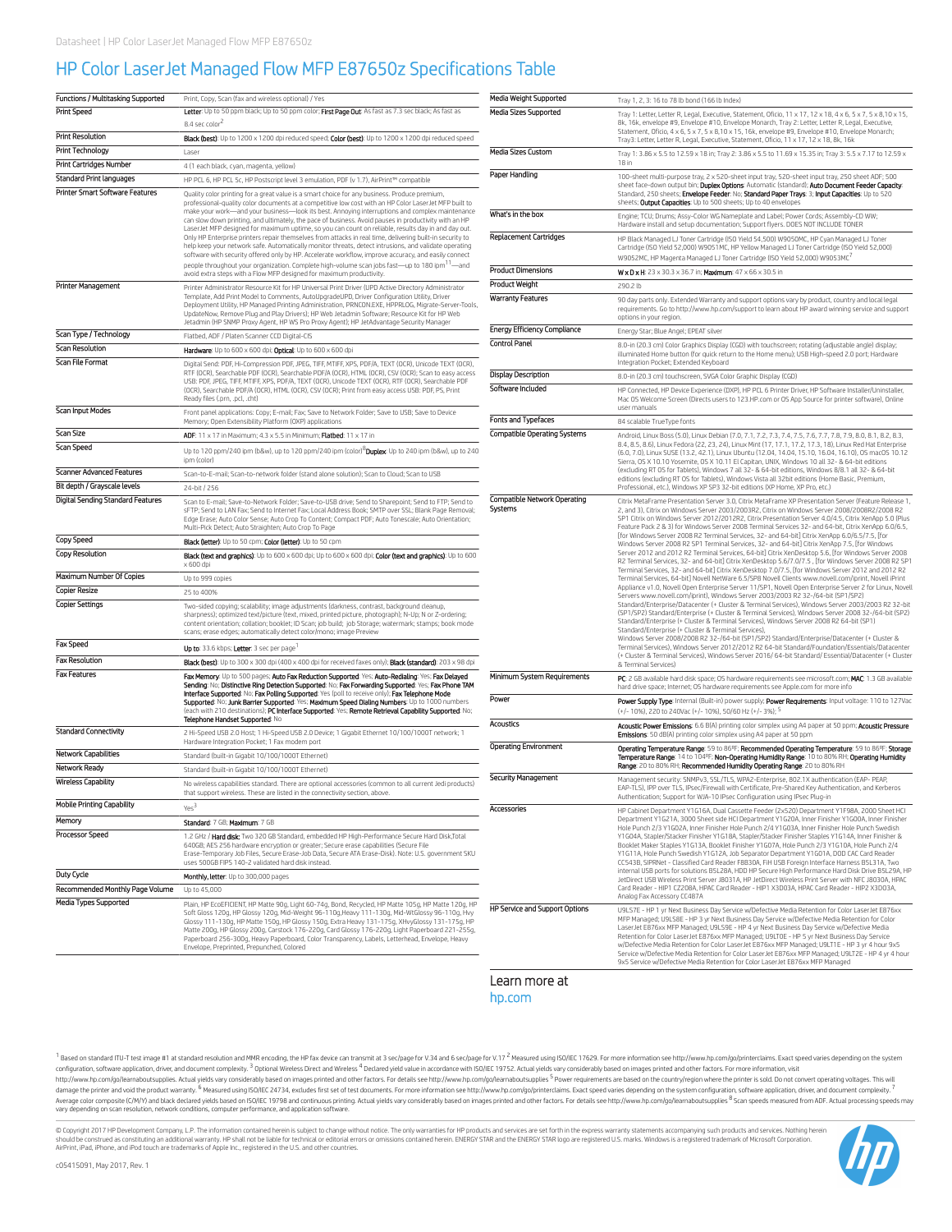# HP Color LaserJet Managed Flow MFP E87650z Specifications Table

| | |
|---|---|
| Functions / Multitasking Supported | Print, Copy, Scan (fax and wireless optional) / Yes |
| Print Speed | **Letter**: Up to 50 ppm black; Up to 50 ppm color; **First Page Out**: As fast as 7.3 sec black; As fast as 8.4 sec color[2] |
| Print Resolution | **Black (best)**: Up to 1200 x 1200 dpi reduced speed; **Color (best)**: Up to 1200 x 1200 dpi reduced speed |
| Print Technology | Laser |
| Print Cartridges Number | 4 (1 each black, cyan, magenta, yellow) |
| Standard Print languages | HP PCL 6, HP PCL 5c, HP Postscript level 3 emulation, PDF (v 1.7), AirPrint™ compatible |
| Printer Smart Software Features | Quality color printing for a great value is a smart choice for any business. Produce premium, professional-quality color documents at a competitive low cost with an HP Color LaserJet MFP built to make your work—and your business—look its best. Annoying interruptions and complex maintenance can slow down printing, and ultimately, the pace of business. Avoid pauses in productivity with an HP LaserJet MFP designed for maximum uptime, so you can count on reliable, results day in and day out. Only HP Enterprise printers repair themselves from attacks in real time, delivering built-in security to help keep your network safe. Automatically monitor threats, detect intrusions, and validate operating software with security offered only by HP. Accelerate workflow, improve accuracy, and easily connect people throughout your organization. Complete high-volume scan jobs fast—up to 180 ipm[11]—and avoid extra steps with a Flow MFP designed for maximum productivity. |
| Printer Management | Printer Administrator Resource Kit for HP Universal Print Driver (UPD Active Directory Administrator Template, Add Print Model to Comments, AutoUpgradeUPD, Driver Configuration Utility, Driver Deployment Utility, HP Managed Printing Administration, PRNCON.EXE, HPPRLOG, Migrate-Server-Tools, UpdateNow, Remove Plug and Play Drivers); HP Web Jetadmin Software; Resource Kit for HP Web Jetadmin (HP SNMP Proxy Agent, HP WS Pro Proxy Agent); HP JetAdvantage Security Manager |
| Scan Type / Technology | Flatbed, ADF / Platen Scanner CCD Digital-CIS |
| Scan Resolution | **Hardware**: Up to 600 x 600 dpi; **Optical**: Up to 600 x 600 dpi |
| Scan File Format | Digital Send: PDF, Hi-Compression PDF, JPEG, TIFF, MTIFF, XPS, PDF/A, TEXT (OCR), RTF (OCR), Searchable PDF (OCR), Searchable PDF/A (OCR), HTML (OCR), CSV (OCR); Scan to easy access USB: PDF, JPEG, TIFF, MTIFF, XPS, PDF/A, TEXT (OCR), Unicode TEXT (OCR), RTF (OCR), Searchable PDF (OCR), Searchable PDF/A (OCR), HTML (OCR), CSV (OCR); Print from easy access USB: PDF, PS, Print Ready files (.prn, .pcl, .cht) |
| Scan Input Modes | Front panel applications: Copy; E-mail; Fax; Save to Network Folder; Save to USB; Save to Device Memory; Open Extensibility Platform (OXP) applications |
| Scan Size | **ADF**: 11 x 17 in Maximum; 4.3 x 5.5 in Minimum; **Flatbed**: 11 x 17 in |
| Scan Speed | Up to 120 ppm/240 ipm (b&w), up to 120 ppm/240 ipm (color)[8] **Duplex**: Up to 240 ipm (b&w), up to 240 ipm (color) |
| Scanner Advanced Features | Scan-to-E-mail; Scan-to-network folder (stand alone solution); Scan to Cloud; Scan to USB |
| Bit depth / Grayscale levels | 24-bit / 256 |
| Digital Sending Standard Features | Scan to E-mail; Save-to-Network Folder; Save-to-USB drive; Send to Sharepoint; Send to FTP; Send to sFTP; Send to LAN Fax; Send to Internet Fax; Local Address Book; SMTP over SSL; Blank Page Removal; Edge Erase; Auto Color Sense; Auto Crop To Content; Compact PDF; Auto Tonescale; Auto Orientation; Multi-Pick Detect; Auto Straighten; Auto Crop To Page |
| Copy Speed | **Black (letter)**: Up to 50 cpm; **Color (letter)**: Up to 50 cpm |
| Copy Resolution | **Black (text and graphics)**: Up to 600 x 600 dpi; Up to 600 x 600 dpi; **Color (text and graphics)**: Up to 600 x 600 dpi |
| Maximum Number Of Copies | Up to 999 copies |
| Copier Resize | 25 to 400% |
| Copier Settings | Two-sided copying; scalability; image adjustments (darkness, contrast, background cleanup, sharpness); optimized text/picture (text, mixed, printed picture, photograph); N-Up; N or Z-ordering; content orientation; collation; booklet; ID Scan; job build; job Storage; watermark; stamps; book mode scans; erase edges; automatically detect color/mono; image Preview |
| Fax Speed | **Up to**: 33.6 kbps; **Letter**: 3 sec per page[1] |
| Fax Resolution | **Black (best)**: Up to 300 x 300 dpi (400 x 400 dpi for received faxes only); **Black (standard)**: 203 x 98 dpi |
| Fax Features | **Fax Memory**: Up to 500 pages; **Auto Fax Reduction Supported**: Yes; **Auto-Redialing**: Yes; **Fax Delayed Sending**: No; **Distinctive Ring Detection Supported**: No; **Fax Forwarding Supported**: Yes; **Fax Phone TAM Interface Supported**: No; **Fax Polling Supported**: Yes (poll to receive only); **Fax Telephone Mode Supported**: No; **Junk Barrier Supported**: Yes; **Maximum Speed Dialing Numbers**: Up to 1000 numbers (each with 210 destinations); **PC Interface Supported**: Yes; **Remote Retrieval Capability Supported**: No; **Telephone Handset Supported**: No |
| Standard Connectivity | 2 Hi-Speed USB 2.0 Host; 1 Hi-Speed USB 2.0 Device; 1 Gigabit Ethernet 10/100/1000T network; 1 Hardware Integration Pocket; 1 Fax modem port |
| Network Capabilities | Standard (built-in Gigabit 10/100/1000T Ethernet) |
| Network Ready | Standard (built-in Gigabit 10/100/1000T Ethernet) |
| Wireless Capability | No wireless capabilities standard. There are optional accessories (common to all current Jedi products) that support wireless. These are listed in the connectivity section, above. |
| Mobile Printing Capability | Yes[3] |
| Memory | **Standard**: 7 GB; **Maximum**: 7 GB |
| Processor Speed | 1.2 GHz / **Hard disk**: Two 320 GB Standard, embedded HP High-Performance Secure Hard Disk,Total 640GB; AES 256 hardware encryption or greater; Secure erase capabilities (Secure File Erase-Temporary Job Files, Secure Erase-Job Data, Secure ATA Erase-Disk). Note: U.S. government SKU uses 500GB FIPS 140-2 validated hard disk instead. |
| Duty Cycle | **Monthly, letter**: Up to 300,000 pages |
| Recommended Monthly Page Volume | Up to 45,000 |
| Media Types Supported | Plain, HP EcoEFFICIENT, HP Matte 90g, Light 60-74g, Bond, Recycled, HP Matte 105g, HP Matte 120g, HP Soft Gloss 120g, HP Glossy 120g, Mid-Weight 96-110g,Heavy 111-130g, Mid-WtGlossy 96-110g, Hvy Glossy 111-130g, HP Matte 150g, HP Glossy 150g, Extra Heavy 131-175g, XHvyGlossy 131-175g, HP Matte 200g, HP Glossy 200g, Cardstock 176-220g, Card Glossy 176-220g, Light Paperboard 221-255g, Paperboard 256-300g, Heavy Paperboard, Color Transparency, Labels, Letterhead, Envelope, Heavy Envelope, Preprinted, Prepunched, Colored |
| Media Weight Supported | Tray 1, 2, 3: 16 to 78 lb bond (166 lb Index) |
| Media Sizes Supported | Tray 1: Letter, Letter R, Legal, Executive, Statement, Oficio, 11 x 17, 12 x 18, 4 x 6, 5 x 7, 5 x 8,10 x 15, 8k, 16k, envelope #9, Envelope #10, Envelope Monarch; Tray 2: Letter, Letter R, Legal, Executive, Statement, Oficio, 4 x 6, 5 x 7, 5 x 8,10 x 15, 16k, envelope #9, Envelope #10, Envelope Monarch; Tray3: Letter, Letter R, Legal, Executive, Statement, Oficio, 11 x 17, 12 x 18, 8k, 16k |
| Media Sizes Custom | Tray 1: 3.86 x 5.5 to 12.59 x 18 in; Tray 2: 3.86 x 5.5 to 11.69 x 15.35 in; Tray 3: 5.5 x 7.17 to 12.59 x 18 in |
| Paper Handling | 100-sheet multi-purpose tray, 2 x 520-sheet input tray, 520-sheet input tray, 250 sheet ADF; 500 sheet face-down output bin; **Duplex Options**: Automatic (standard); **Auto Document Feeder Capacity**: Standard, 250 sheets; **Envelope Feeder**: No; **Standard Paper Trays**: 3; **Input Capacities**: Up to 520 sheets; **Output Capacities**: Up to 500 sheets; Up to 40 envelopes |
| What's in the box | Engine; TCU; Drums; Assy-Color WG Nameplate and Label; Power Cords; Assembly-CD WW; Hardware install and setup documentation; Support flyers. DOES NOT INCLUDE TONER |
| Replacement Cartridges | HP Black Managed LJ Toner Cartridge (ISO Yield 54,500) W9050MC, HP Cyan Managed LJ Toner Cartridge (ISO Yield 52,000) W9051MC, HP Yellow Managed LJ Toner Cartridge (ISO Yield 52,000) W9052MC, HP Magenta Managed LJ Toner Cartridge (ISO Yield 52,000) W9053MC[7] |
| Product Dimensions | **W x D x H**: 23 x 30.3 x 36.7 in; **Maximum**: 47 x 66 x 30.5 in |
| Product Weight | 290.2 lb |
| Warranty Features | 90 day parts only. Extended Warranty and support options vary by product, country and local legal requirements. Go to http://www.hp.com/support to learn about HP award winning service and support options in your region. |
| Energy Efficiency Compliance | Energy Star; Blue Angel; EPEAT silver |
| Control Panel | 8.0-in (20.3 cm) Color Graphics Display (CGD) with touchscreen; rotating (adjustable angle) display; illuminated Home button (for quick return to the Home menu); USB High-speed 2.0 port; Hardware Integration Pocket; Extended Keyboard |
| Display Description | 8.0-in (20.3 cm) touchscreen, SVGA Color Graphic Display (CGD) |
| Software Included | HP Connected, HP Device Experience (DXP), HP PCL 6 Printer Driver, HP Software Installer/Uninstaller, Mac OS Welcome Screen (Directs users to 123.HP.com or OS App Source for printer software), Online user manuals |
| Fonts and Typefaces | 84 scalable TrueType fonts |
| Compatible Operating Systems | Android, Linux Boss (5.0), Linux Debian (7.0, 7.1, 7.2, 7.3, 7.4, 7.5, 7.6, 7.7, 7.8, 7.9, 8.0, 8.1, 8.2, 8.3, 8.4, 8.5, 8.6), Linux Fedora (22, 23, 24), Linux Mint (17, 17.1, 17.2, 17.3, 18), Linux Red Hat Enterprise (6.0, 7.0), Linux SUSE (13.2, 42.1), Linux Ubuntu (12.04, 14.04, 15.10, 16.04, 16.10), OS macOS 10.12 Sierra, OS X 10.10 Yosemite, OS X 10.11 El Capitan, UNIX, Windows 10 all 32- & 64-bit editions (excluding RT OS for Tablets), Windows 7 all 32- & 64-bit editions, Windows 8/8.1 all 32- & 64-bit editions (excluding RT OS for Tablets), Windows Vista all 32bit editions (Home Basic, Premium, Professional, etc.), Windows XP SP3 32-bit editions (XP Home, XP Pro, etc.) |
| Compatible Network Operating Systems | Citrix MetaFrame Presentation Server 3.0, Citrix MetaFrame XP Presentation Server (Feature Release 1, 2, and 3), Citrix on Windows Server 2003/2003R2, Citrix on Windows Server 2008/2008R2/2008 R2 SP1 Citrix on Windows Server 2012/2012R2, Citrix Presentation Server 4.0/4.5, Citrix XenApp 5.0 (Plus Feature Pack 2 & 3) [for Windows Server 2008 Terminal Services 32- and 64-bit, Citrix XenApp 6.0/6.5, [for Windows Server 2008 R2 Terminal Services, 32- and 64-bit] Citrix XenApp 6.0/6.5/7.5, [for Windows Server 2008 R2 SP1 Terminal Services, 32- and 64-bit] Citrix XenApp 7.5, [for Windows Server 2012 and 2012 R2 Terminal Services, 64-bit] Citrix XenDesktop 5.6, [for Windows Server 2008 R2 Terminal Services, 32- and 64-bit] Citrix XenDesktop 5.6/7.0/7.5 , [for Windows Server 2008 R2 SP1 Terminal Services, 32- and 64-bit] Citrix XenDesktop 7.0/7.5, [for Windows Server 2012 and 2012 R2 Terminal Services, 64-bit] Novell NetWare 6.5/SP8 Novell Clients www.novell.com/iprint, Novell iPrint Appliance v1.0, Novell Open Enterprise Server 11/SP1, Novell Open Enterprise Server 2 for Linux, Novell Servers www.novell.com/iprint, Windows Server 2003/2003 R2 32-/64-bit (SP1/SP2) Standard/Enterprise/Datacenter (+ Cluster & Terminal Services), Windows Server 2003/2003 R2 32-bit (SP1/SP2) Standard/Enterprise (+ Cluster & Terminal Services), Windows Server 2008 32-/64-bit (SP2) Standard/Enterprise (+ Cluster & Terminal Services), Windows Server 2008 R2 64-bit (SP1) Standard/Enterprise (+ Cluster & Terminal Services), Windows Server 2008/2008 R2 32-/64-bit (SP1/SP2) Standard/Enterprise/Datacenter (+ Cluster & Terminal Services), Windows Server 2012/2012 R2 64-bit Standard/Foundation/Essentials/Datacenter (+ Cluster & Terminal Services), Windows Server 2016/ 64-bit Standard/ Essential/Datacenter (+ Cluster & Terminal Services) |
| Minimum System Requirements | **PC**: 2 GB available hard disk space; OS hardware requirements see microsoft.com; **MAC**: 1.3 GB available hard drive space; Internet; OS hardware requirements see Apple.com for more info |
| Power | **Power Supply Type**: Internal (Built-in) power supply; **Power Requirements**: Input voltage: 110 to 127Vac (+/- 10%), 220 to 240Vac (+/- 10%), 50/60 Hz (+/- 3%); [5] |
| Acoustics | **Acoustic Power Emissions**: 6.6 B(A) printing color simplex using A4 paper at 50 ppm; **Acoustic Pressure Emissions**: 50 dB(A) printing color simplex using A4 paper at 50 ppm |
| Operating Environment | **Operating Temperature Range**: 59 to 86ºF; **Recommended Operating Temperature**: 59 to 86ºF; **Storage Temperature Range**: 14 to 104ºF; **Non-Operating Humidity Range**: 10 to 80% RH; **Operating Humidity Range**: 20 to 80% RH; **Recommended Humidity Operating Range**: 20 to 80% RH |
| Security Management | Management security: SNMPv3, SSL/TLS, WPA2-Enterprise, 802.1X authentication (EAP- PEAP, EAP-TLS), IPP over TLS, IPsec/Firewall with Certificate, Pre-Shared Key Authentication, and Kerberos Authentication; Support for WJA-10 IPsec Configuration using IPsec Plug-in |
| Accessories | HP Cabinet Department Y1G16A, Dual Cassette Feeder (2x520) Department Y1F98A, 2000 Sheet HCI Department Y1G21A, 3000 Sheet side HCI Department Y1G20A, Inner Finisher Y1G00A, Inner Finisher Hole Punch 2/3 Y1G02A, Inner Finisher Hole Punch 2/4 Y1G03A, Inner Finisher Hole Punch Swedish Y1G04A, Stapler/Stacker Finisher Y1G18A, Stapler/Stacker Finisher Staples Y1G14A, Inner Finisher & Booklet Maker Staples Y1G13A, Booklet Finisher Y1G07A, Hole Punch 2/3 Y1G10A, Hole Punch 2/4 Y1G11A, Hole Punch Swedish Y1G12A, Job Separator Department Y1G01A, DOD CAC Card Reader CC543B, SIPRNet - Classified Card Reader F8B30A, FIH USB Foreign Interface Harness B5L31A, Two internal USB ports for solutions B5L28A, HDD HP Secure High Performance Hard Disk Drive B5L29A, HP JetDirect USB Wireless Print Server J8031A, HP JetDirect Wireless Print Server with NFC J8030A, HPAC Card Reader - HIP1 CZ208A, HPAC Card Reader - HIP1 X3D03A, HPAC Card Reader - HIP2 X3D03A, Analog Fax Accessory CC487A |
| HP Service and Support Options | U9LS7E - HP 1 yr Next Business Day Service w/Defective Media Retention for Color LaserJet E876xx MFP Managed; U9LS8E - HP 3 yr Next Business Day Service w/Defective Media Retention for Color LaserJet E876xx MFP Managed; U9LS9E - HP 4 yr Next Business Day Service w/Defective Media Retention for Color LaserJet E876xx MFP Managed; U9LT0E - HP 5 yr Next Business Day Service w/Defective Media Retention for Color LaserJet E876xx MFP Managed; U9LT1E - HP 3 yr 4 hour 9x5 Service w/Defective Media Retention for Color LaserJet E876xx MFP Managed; U9LT2E - HP 4 yr 4 hour 9x5 Service w/Defective Media Retention for Color LaserJet E876xx MFP Managed |

Learn more at
hp.com

[1] Based on standard ITU-T test image #1 at standard resolution and MMR encoding, the HP fax device can transmit at 3 sec/page for V.34 and 6 sec/page for V.17 [2] Measured using ISO/IEC 17629. For more information see http://www.hp.com/go/printerclaims. Exact speed varies depending on the system configuration, software application, driver, and document complexity. [3] Optional Wireless Direct and Wireless [4] Declared yield value in accordance with ISO/IEC 19752. Actual yields vary considerably based on images printed and other factors. For more information, visit http://www.hp.com/go/learnaboutsupplies. Actual yields vary considerably based on images printed and other factors. For details see http://www.hp.com/go/learnaboutsupplies [5] Power requirements are based on the country/region where the printer is sold. Do not convert operating voltages. This will damage the printer and void the product warranty. [6] Measured using ISO/IEC 24734, excludes first set of test documents. For more information see http://www.hp.com/go/printerclaims. Exact speed varies depending on the system configuration, software application, driver, and document complexity. [7] Average color composite (C/M/Y) and black declared yields based on ISO/IEC 19798 and continuous printing. Actual yields vary considerably based on images printed and other factors. For details see http://www.hp.com/go/learnaboutsupplies [8] Scan speeds measured from ADF. Actual processing speeds may vary depending on scan resolution, network conditions, computer performance, and application software.

© Copyright 2017 HP Development Company, L.P. The information contained herein is subject to change without notice. The only warranties for HP products and services are set forth in the express warranty statements accompanying such products and services. Nothing herein should be construed as constituting an additional warranty. HP shall not be liable for technical or editorial errors or omissions contained herein. ENERGY STAR and the ENERGY STAR logo are registered U.S. marks. Windows is a registered trademark of Microsoft Corporation. AirPrint, iPad, iPhone, and iPod touch are trademarks of Apple Inc., registered in the U.S. and other countries.

c05415091, May 2017, Rev. 1